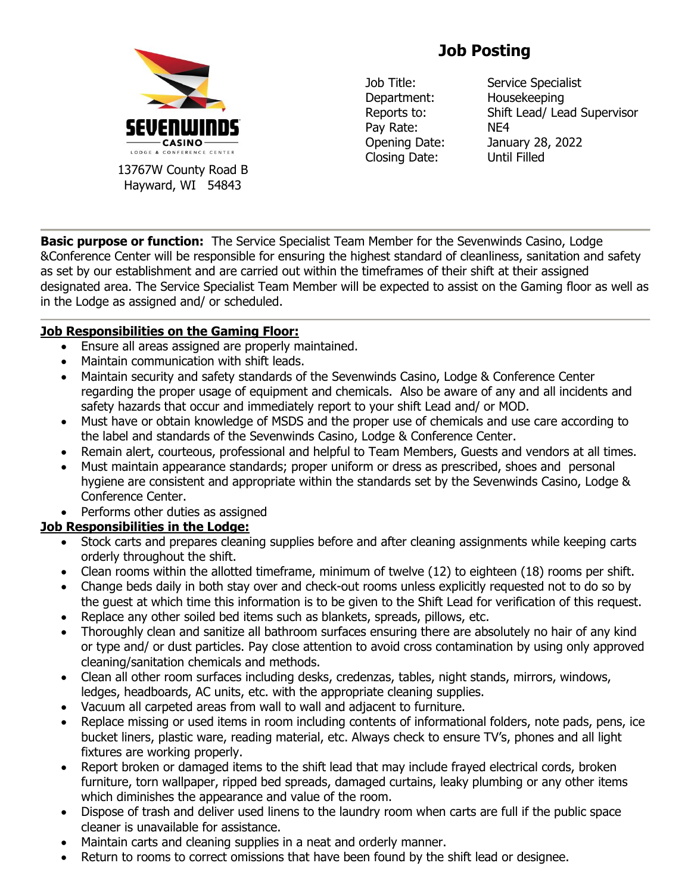SEVENWINDS CASINO
LODGE & CONFERENCE CENTER

13767W County Road B
Hayward, WI 54843

# Job Posting

| | |
|---|---|
| Job Title: | Service Specialist |
| Department: | Housekeeping |
| Reports to: | Shift Lead/ Lead Supervisor |
| Pay Rate: | NE4 |
| Opening Date: | January 28, 2022 |
| Closing Date: | Until Filled |

---

**Basic purpose or function:** The Service Specialist Team Member for the Sevenwinds Casino, Lodge &Conference Center will be responsible for ensuring the highest standard of cleanliness, sanitation and safety as set by our establishment and are carried out within the timeframes of their shift at their assigned designated area. The Service Specialist Team Member will be expected to assist on the Gaming floor as well as in the Lodge as assigned and/ or scheduled.

---

**Job Responsibilities on the Gaming Floor:**

- Ensure all areas assigned are properly maintained.
- Maintain communication with shift leads.
- Maintain security and safety standards of the Sevenwinds Casino, Lodge & Conference Center regarding the proper usage of equipment and chemicals. Also be aware of any and all incidents and safety hazards that occur and immediately report to your shift Lead and/ or MOD.
- Must have or obtain knowledge of MSDS and the proper use of chemicals and use care according to the label and standards of the Sevenwinds Casino, Lodge & Conference Center.
- Remain alert, courteous, professional and helpful to Team Members, Guests and vendors at all times.
- Must maintain appearance standards; proper uniform or dress as prescribed, shoes and personal hygiene are consistent and appropriate within the standards set by the Sevenwinds Casino, Lodge & Conference Center.
- Performs other duties as assigned

**Job Responsibilities in the Lodge:**

- Stock carts and prepares cleaning supplies before and after cleaning assignments while keeping carts orderly throughout the shift.
- Clean rooms within the allotted timeframe, minimum of twelve (12) to eighteen (18) rooms per shift.
- Change beds daily in both stay over and check-out rooms unless explicitly requested not to do so by the guest at which time this information is to be given to the Shift Lead for verification of this request.
- Replace any other soiled bed items such as blankets, spreads, pillows, etc.
- Thoroughly clean and sanitize all bathroom surfaces ensuring there are absolutely no hair of any kind or type and/ or dust particles. Pay close attention to avoid cross contamination by using only approved cleaning/sanitation chemicals and methods.
- Clean all other room surfaces including desks, credenzas, tables, night stands, mirrors, windows, ledges, headboards, AC units, etc. with the appropriate cleaning supplies.
- Vacuum all carpeted areas from wall to wall and adjacent to furniture.
- Replace missing or used items in room including contents of informational folders, note pads, pens, ice bucket liners, plastic ware, reading material, etc. Always check to ensure TV's, phones and all light fixtures are working properly.
- Report broken or damaged items to the shift lead that may include frayed electrical cords, broken furniture, torn wallpaper, ripped bed spreads, damaged curtains, leaky plumbing or any other items which diminishes the appearance and value of the room.
- Dispose of trash and deliver used linens to the laundry room when carts are full if the public space cleaner is unavailable for assistance.
- Maintain carts and cleaning supplies in a neat and orderly manner.
- Return to rooms to correct omissions that have been found by the shift lead or designee.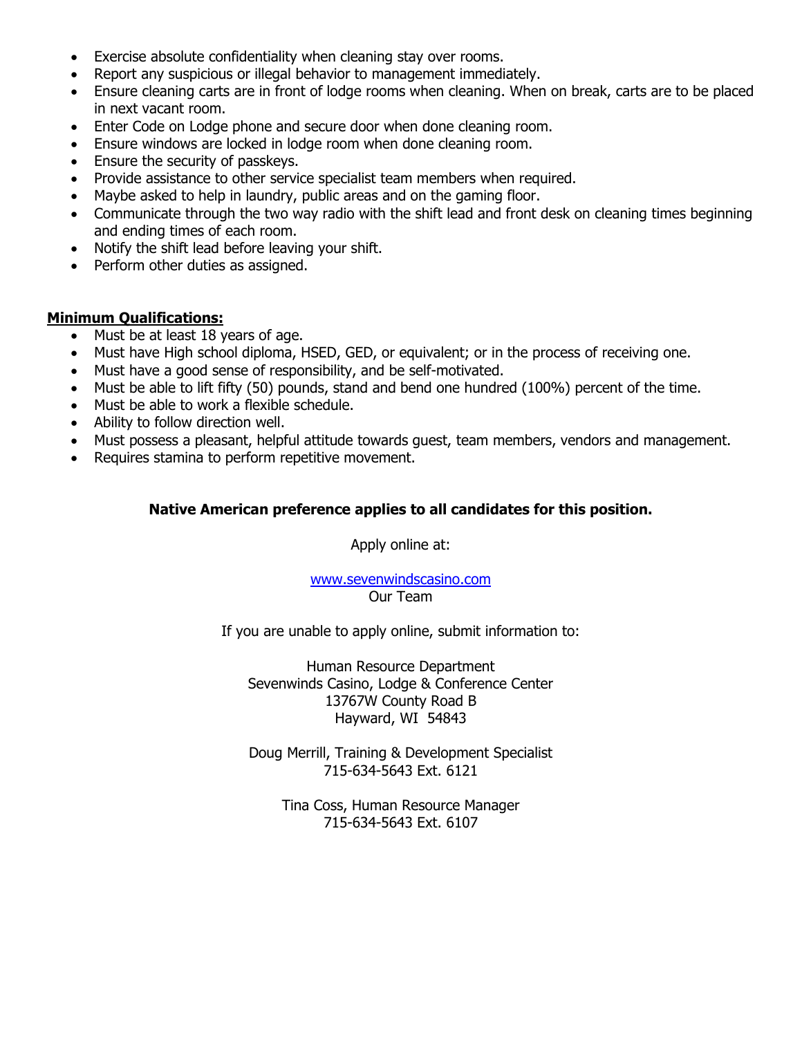- Exercise absolute confidentiality when cleaning stay over rooms.
- Report any suspicious or illegal behavior to management immediately.
- Ensure cleaning carts are in front of lodge rooms when cleaning. When on break, carts are to be placed in next vacant room.
- Enter Code on Lodge phone and secure door when done cleaning room.
- Ensure windows are locked in lodge room when done cleaning room.
- Ensure the security of passkeys.
- Provide assistance to other service specialist team members when required.
- Maybe asked to help in laundry, public areas and on the gaming floor.
- Communicate through the two way radio with the shift lead and front desk on cleaning times beginning and ending times of each room.
- Notify the shift lead before leaving your shift.
- Perform other duties as assigned.

**Minimum Qualifications:**

- Must be at least 18 years of age.
- Must have High school diploma, HSED, GED, or equivalent; or in the process of receiving one.
- Must have a good sense of responsibility, and be self-motivated.
- Must be able to lift fifty (50) pounds, stand and bend one hundred (100%) percent of the time.
- Must be able to work a flexible schedule.
- Ability to follow direction well.
- Must possess a pleasant, helpful attitude towards guest, team members, vendors and management.
- Requires stamina to perform repetitive movement.

**Native American preference applies to all candidates for this position.**

Apply online at:

www.sevenwindscasino.com
Our Team

If you are unable to apply online, submit information to:

Human Resource Department
Sevenwinds Casino, Lodge & Conference Center
13767W County Road B
Hayward, WI 54843

Doug Merrill, Training & Development Specialist
715-634-5643 Ext. 6121

Tina Coss, Human Resource Manager
715-634-5643 Ext. 6107